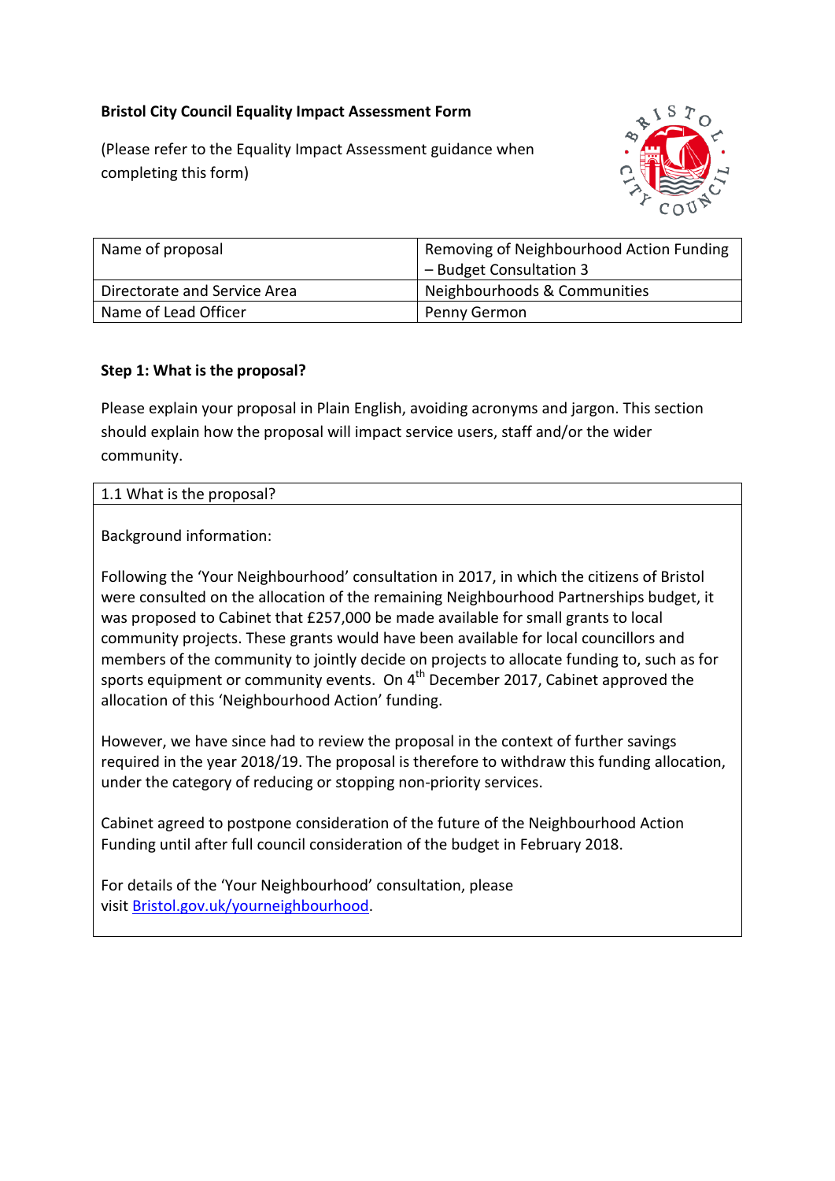**Bristol City Council Equality Impact Assessment Form**

(Please refer to the Equality Impact Assessment guidance when completing this form)

| Name of proposal | Removing of Neighbourhood Action Funding – Budget Consultation 3 |
|---|---|
| Directorate and Service Area | Neighbourhoods & Communities |
| Name of Lead Officer | Penny Germon |

**Step 1: What is the proposal?**

Please explain your proposal in Plain English, avoiding acronyms and jargon. This section should explain how the proposal will impact service users, staff and/or the wider community.

**1.1 What is the proposal?**

Background information:

Following the 'Your Neighbourhood' consultation in 2017, in which the citizens of Bristol were consulted on the allocation of the remaining Neighbourhood Partnerships budget, it was proposed to Cabinet that £257,000 be made available for small grants to local community projects. These grants would have been available for local councillors and members of the community to jointly decide on projects to allocate funding to, such as for sports equipment or community events. On 4th December 2017, Cabinet approved the allocation of this 'Neighbourhood Action' funding.

However, we have since had to review the proposal in the context of further savings required in the year 2018/19. The proposal is therefore to withdraw this funding allocation, under the category of reducing or stopping non-priority services.

Cabinet agreed to postpone consideration of the future of the Neighbourhood Action Funding until after full council consideration of the budget in February 2018.

For details of the 'Your Neighbourhood' consultation, please visit Bristol.gov.uk/yourneighbourhood.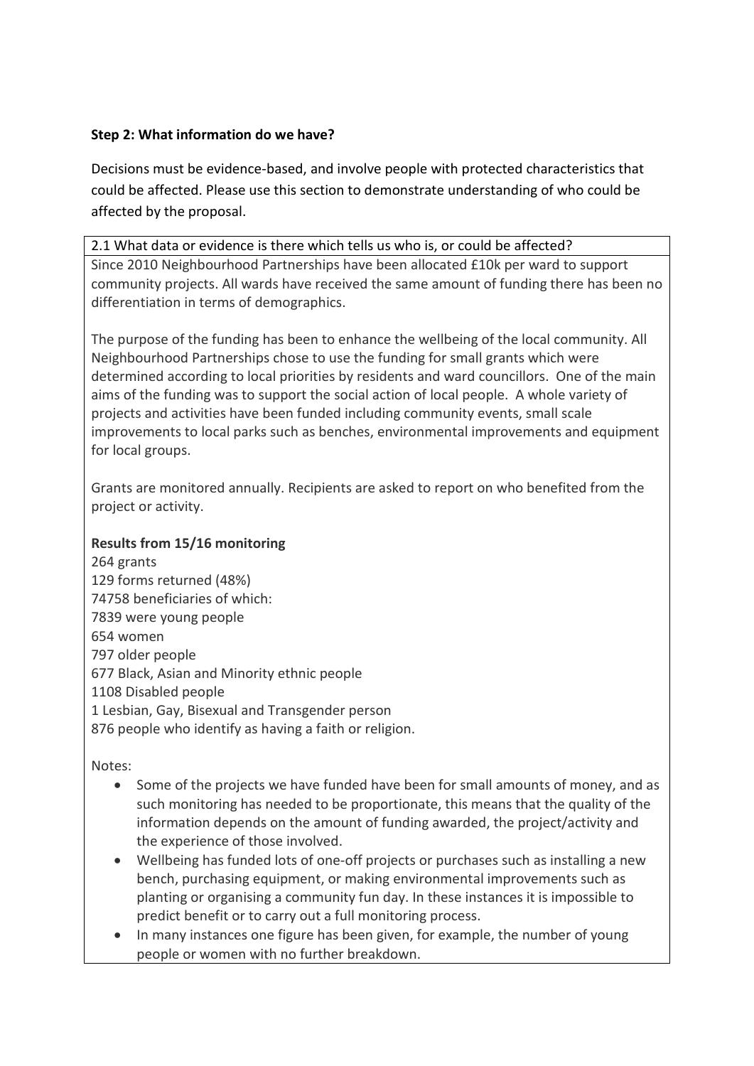**Step 2: What information do we have?**

Decisions must be evidence-based, and involve people with protected characteristics that could be affected. Please use this section to demonstrate understanding of who could be affected by the proposal.

2.1 What data or evidence is there which tells us who is, or could be affected?

Since 2010 Neighbourhood Partnerships have been allocated £10k per ward to support community projects. All wards have received the same amount of funding there has been no differentiation in terms of demographics.

The purpose of the funding has been to enhance the wellbeing of the local community. All Neighbourhood Partnerships chose to use the funding for small grants which were determined according to local priorities by residents and ward councillors. One of the main aims of the funding was to support the social action of local people. A whole variety of projects and activities have been funded including community events, small scale improvements to local parks such as benches, environmental improvements and equipment for local groups.

Grants are monitored annually. Recipients are asked to report on who benefited from the project or activity.

**Results from 15/16 monitoring**

264 grants
129 forms returned (48%)
74758 beneficiaries of which:
7839 were young people
654 women
797 older people
677 Black, Asian and Minority ethnic people
1108 Disabled people
1 Lesbian, Gay, Bisexual and Transgender person
876 people who identify as having a faith or religion.

Notes:

- Some of the projects we have funded have been for small amounts of money, and as such monitoring has needed to be proportionate, this means that the quality of the information depends on the amount of funding awarded, the project/activity and the experience of those involved.
- Wellbeing has funded lots of one-off projects or purchases such as installing a new bench, purchasing equipment, or making environmental improvements such as planting or organising a community fun day. In these instances it is impossible to predict benefit or to carry out a full monitoring process.
- In many instances one figure has been given, for example, the number of young people or women with no further breakdown.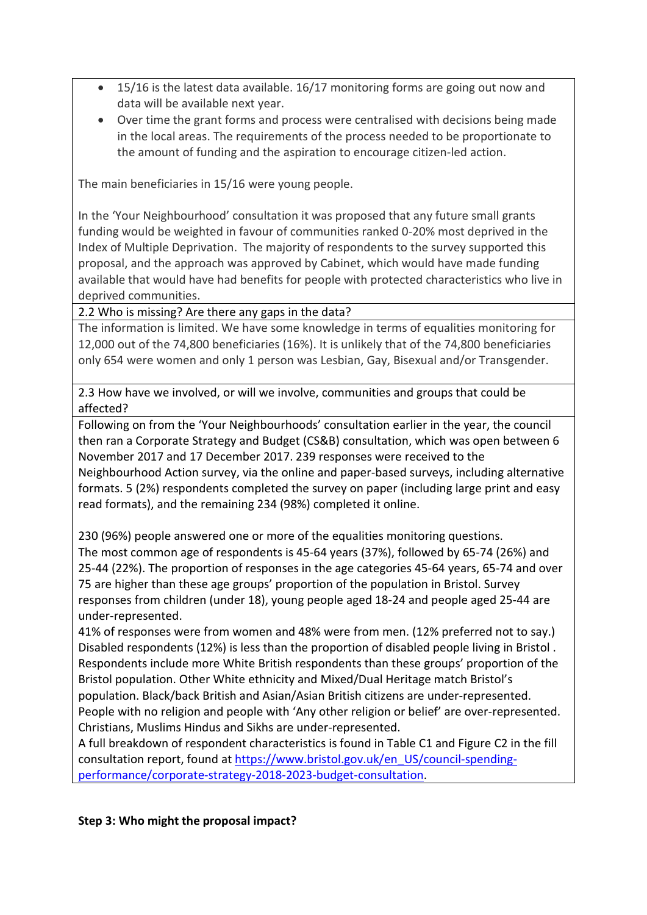- 15/16 is the latest data available. 16/17 monitoring forms are going out now and data will be available next year.
- Over time the grant forms and process were centralised with decisions being made in the local areas. The requirements of the process needed to be proportionate to the amount of funding and the aspiration to encourage citizen-led action.

The main beneficiaries in 15/16 were young people.

In the 'Your Neighbourhood' consultation it was proposed that any future small grants funding would be weighted in favour of communities ranked 0-20% most deprived in the Index of Multiple Deprivation. The majority of respondents to the survey supported this proposal, and the approach was approved by Cabinet, which would have made funding available that would have had benefits for people with protected characteristics who live in deprived communities.

2.2 Who is missing? Are there any gaps in the data?

The information is limited. We have some knowledge in terms of equalities monitoring for 12,000 out of the 74,800 beneficiaries (16%). It is unlikely that of the 74,800 beneficiaries only 654 were women and only 1 person was Lesbian, Gay, Bisexual and/or Transgender.

2.3 How have we involved, or will we involve, communities and groups that could be affected?

Following on from the 'Your Neighbourhoods' consultation earlier in the year, the council then ran a Corporate Strategy and Budget (CS&B) consultation, which was open between 6 November 2017 and 17 December 2017. 239 responses were received to the Neighbourhood Action survey, via the online and paper-based surveys, including alternative formats. 5 (2%) respondents completed the survey on paper (including large print and easy read formats), and the remaining 234 (98%) completed it online.

230 (96%) people answered one or more of the equalities monitoring questions.
The most common age of respondents is 45-64 years (37%), followed by 65-74 (26%) and 25-44 (22%). The proportion of responses in the age categories 45-64 years, 65-74 and over 75 are higher than these age groups' proportion of the population in Bristol. Survey responses from children (under 18), young people aged 18-24 and people aged 25-44 are under-represented.
41% of responses were from women and 48% were from men. (12% preferred not to say.)
Disabled respondents (12%) is less than the proportion of disabled people living in Bristol .
Respondents include more White British respondents than these groups' proportion of the Bristol population. Other White ethnicity and Mixed/Dual Heritage match Bristol's population. Black/back British and Asian/Asian British citizens are under-represented.
People with no religion and people with 'Any other religion or belief' are over-represented.
Christians, Muslims Hindus and Sikhs are under-represented.
A full breakdown of respondent characteristics is found in Table C1 and Figure C2 in the fill consultation report, found at [https://www.bristol.gov.uk/en_US/council-spending-performance/corporate-strategy-2018-2023-budget-consultation](https://www.bristol.gov.uk/en_US/council-spending-performance/corporate-strategy-2018-2023-budget-consultation).

**Step 3: Who might the proposal impact?**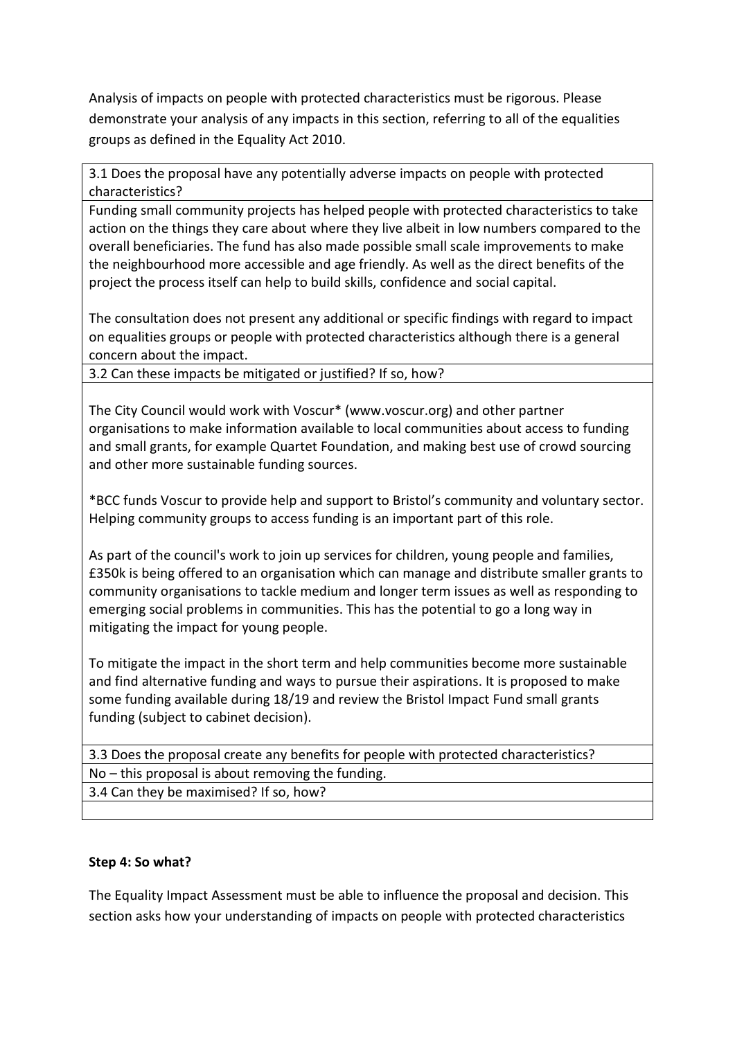Analysis of impacts on people with protected characteristics must be rigorous. Please demonstrate your analysis of any impacts in this section, referring to all of the equalities groups as defined in the Equality Act 2010.

| 3.1 Does the proposal have any potentially adverse impacts on people with protected characteristics? |
|---|
| Funding small community projects has helped people with protected characteristics to take action on the things they care about where they live albeit in low numbers compared to the overall beneficiaries. The fund has also made possible small scale improvements to make the neighbourhood more accessible and age friendly. As well as the direct benefits of the project the process itself can help to build skills, confidence and social capital.<br><br>The consultation does not present any additional or specific findings with regard to impact on equalities groups or people with protected characteristics although there is a general concern about the impact. |
| 3.2 Can these impacts be mitigated or justified? If so, how? |
| The City Council would work with Voscur* (www.voscur.org) and other partner organisations to make information available to local communities about access to funding and small grants, for example Quartet Foundation, and making best use of crowd sourcing and other more sustainable funding sources.<br><br>*BCC funds Voscur to provide help and support to Bristol's community and voluntary sector. Helping community groups to access funding is an important part of this role.<br><br>As part of the council's work to join up services for children, young people and families, £350k is being offered to an organisation which can manage and distribute smaller grants to community organisations to tackle medium and longer term issues as well as responding to emerging social problems in communities. This has the potential to go a long way in mitigating the impact for young people.<br><br>To mitigate the impact in the short term and help communities become more sustainable and find alternative funding and ways to pursue their aspirations. It is proposed to make some funding available during 18/19 and review the Bristol Impact Fund small grants funding (subject to cabinet decision). |
| 3.3 Does the proposal create any benefits for people with protected characteristics? |
| No – this proposal is about removing the funding. |
| 3.4 Can they be maximised? If so, how? |
| |

**Step 4: So what?**

The Equality Impact Assessment must be able to influence the proposal and decision. This section asks how your understanding of impacts on people with protected characteristics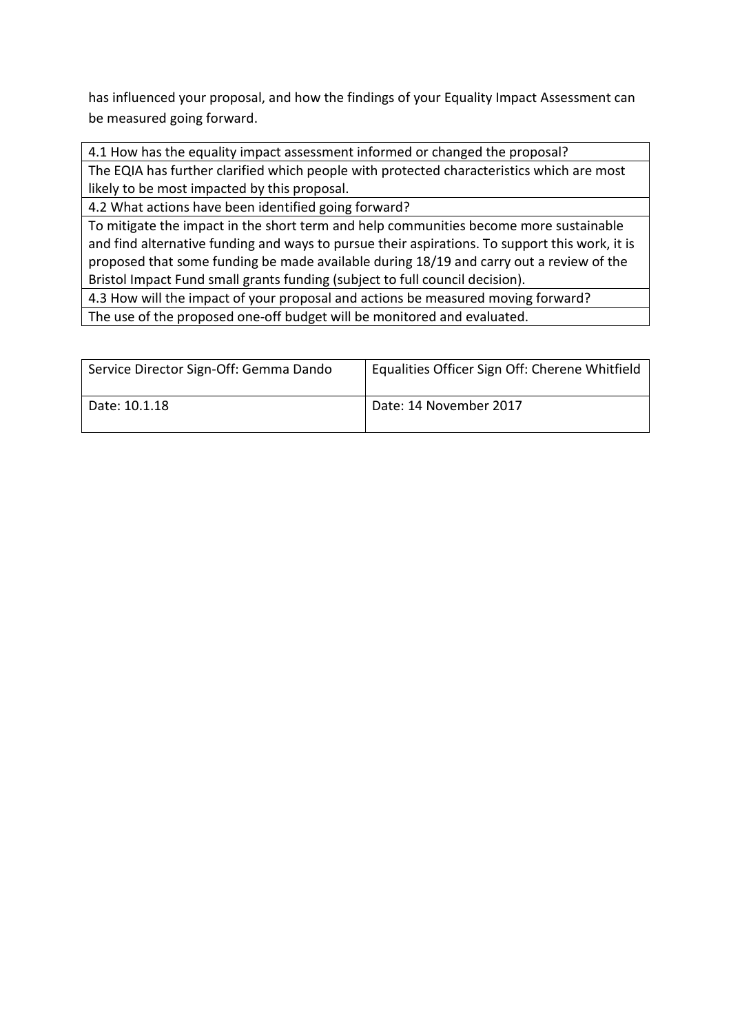has influenced your proposal, and how the findings of your Equality Impact Assessment can be measured going forward.

| |
|---|
| 4.1 How has the equality impact assessment informed or changed the proposal? |
| The EQIA has further clarified which people with protected characteristics which are most likely to be most impacted by this proposal. |
| 4.2 What actions have been identified going forward? |
| To mitigate the impact in the short term and help communities become more sustainable and find alternative funding and ways to pursue their aspirations. To support this work, it is proposed that some funding be made available during 18/19 and carry out a review of the Bristol Impact Fund small grants funding (subject to full council decision). |
| 4.3 How will the impact of your proposal and actions be measured moving forward? |
| The use of the proposed one-off budget will be monitored and evaluated. |

| | |
|---|---|
| Service Director Sign-Off: Gemma Dando | Equalities Officer Sign Off: Cherene Whitfield |
| Date: 10.1.18 | Date: 14 November 2017 |